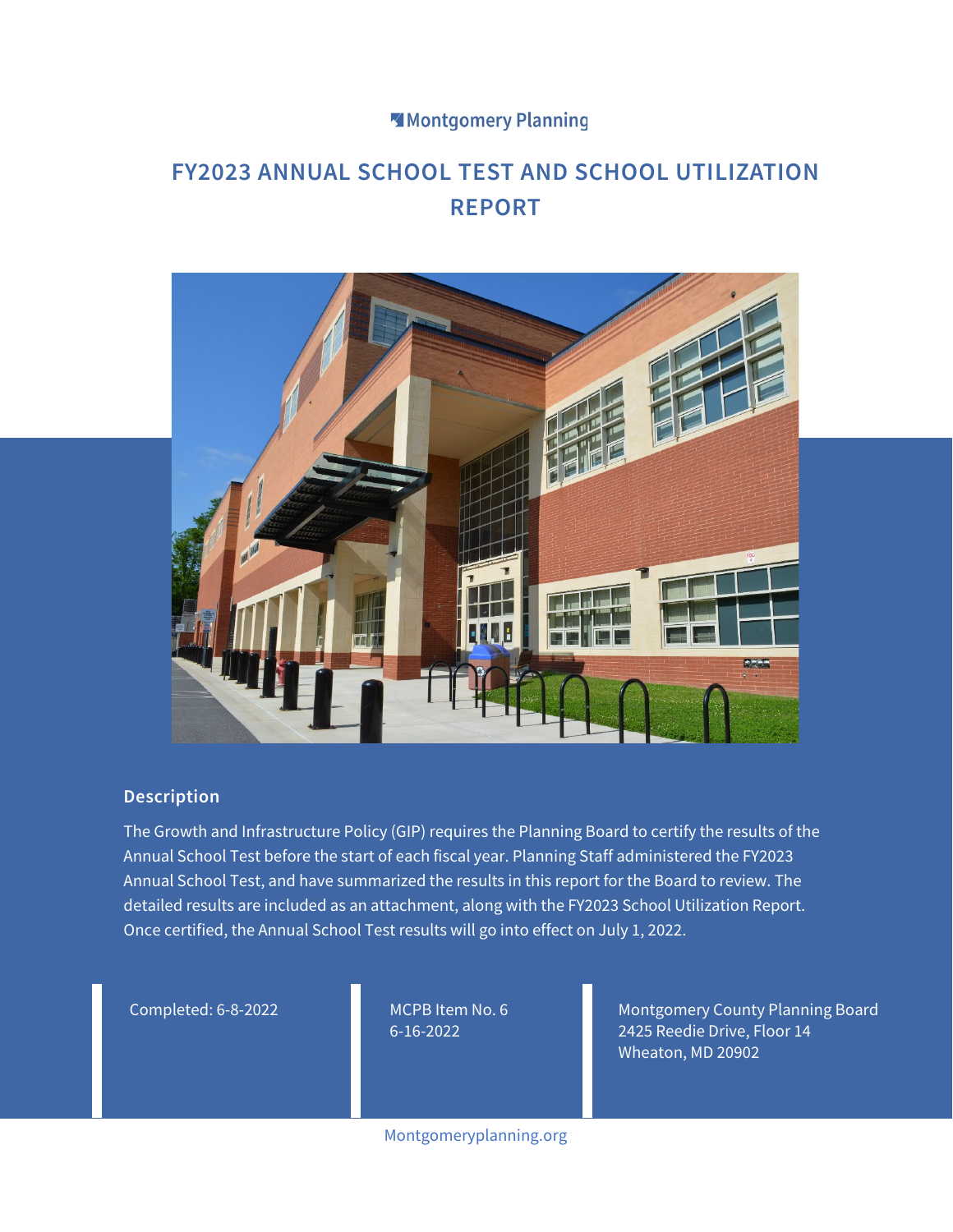Montgomery Planning

# FY2023 ANNUAL SCHOOL TEST AND SCHOOL UTILIZATION REPORT

## Description

The Growth and Infrastructure Policy (GIP) requires the Planning Board to certify the results of the Annual School Test before the start of each fiscal year. Planning Staff administered the FY2023 Annual School Test, and have summarized the results in this report for the Board to review. The detailed results are included as an attachment, along with the FY2023 School Utilization Report. Once certified, the Annual School Test results will go into effect on July 1, 2022.

Completed: 6-8-2022

MCPB Item No. 6
6-16-2022

Montgomery County Planning Board
2425 Reedie Drive, Floor 14
Wheaton, MD 20902

Montgomeryplanning.org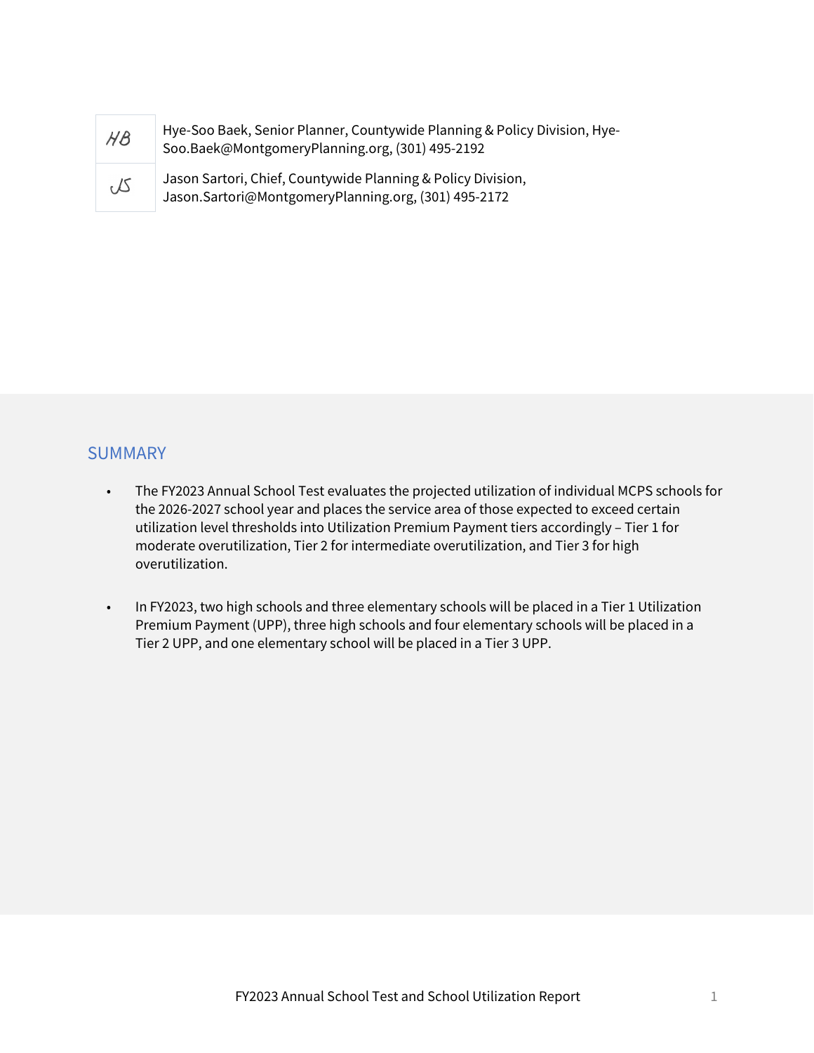| | |
|---|---|
| HB | Hye-Soo Baek, Senior Planner, Countywide Planning & Policy Division, Hye-Soo.Baek@MontgomeryPlanning.org, (301) 495-2192 |
| JS | Jason Sartori, Chief, Countywide Planning & Policy Division, Jason.Sartori@MontgomeryPlanning.org, (301) 495-2172 |

## SUMMARY

- The FY2023 Annual School Test evaluates the projected utilization of individual MCPS schools for the 2026-2027 school year and places the service area of those expected to exceed certain utilization level thresholds into Utilization Premium Payment tiers accordingly – Tier 1 for moderate overutilization, Tier 2 for intermediate overutilization, and Tier 3 for high overutilization.

- In FY2023, two high schools and three elementary schools will be placed in a Tier 1 Utilization Premium Payment (UPP), three high schools and four elementary schools will be placed in a Tier 2 UPP, and one elementary school will be placed in a Tier 3 UPP.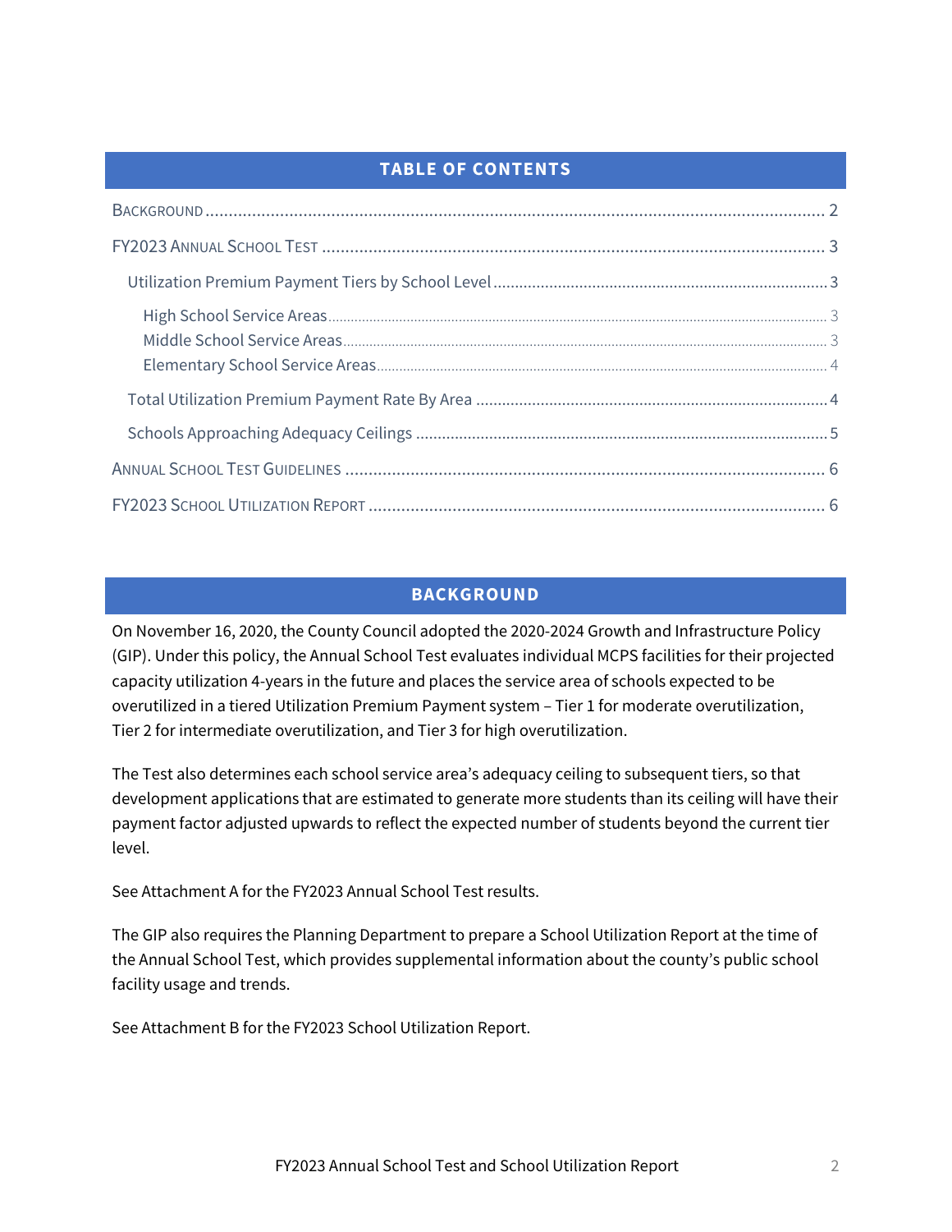## TABLE OF CONTENTS

- Background ........ 2
- FY2023 Annual School Test ........ 3
  - Utilization Premium Payment Tiers by School Level ........ 3
    - High School Service Areas ........ 3
    - Middle School Service Areas ........ 3
    - Elementary School Service Areas ........ 4
  - Total Utilization Premium Payment Rate By Area ........ 4
  - Schools Approaching Adequacy Ceilings ........ 5
- Annual School Test Guidelines ........ 6
- FY2023 School Utilization Report ........ 6

## BACKGROUND

On November 16, 2020, the County Council adopted the 2020-2024 Growth and Infrastructure Policy (GIP). Under this policy, the Annual School Test evaluates individual MCPS facilities for their projected capacity utilization 4-years in the future and places the service area of schools expected to be overutilized in a tiered Utilization Premium Payment system – Tier 1 for moderate overutilization, Tier 2 for intermediate overutilization, and Tier 3 for high overutilization.

The Test also determines each school service area's adequacy ceiling to subsequent tiers, so that development applications that are estimated to generate more students than its ceiling will have their payment factor adjusted upwards to reflect the expected number of students beyond the current tier level.

See Attachment A for the FY2023 Annual School Test results.

The GIP also requires the Planning Department to prepare a School Utilization Report at the time of the Annual School Test, which provides supplemental information about the county's public school facility usage and trends.

See Attachment B for the FY2023 School Utilization Report.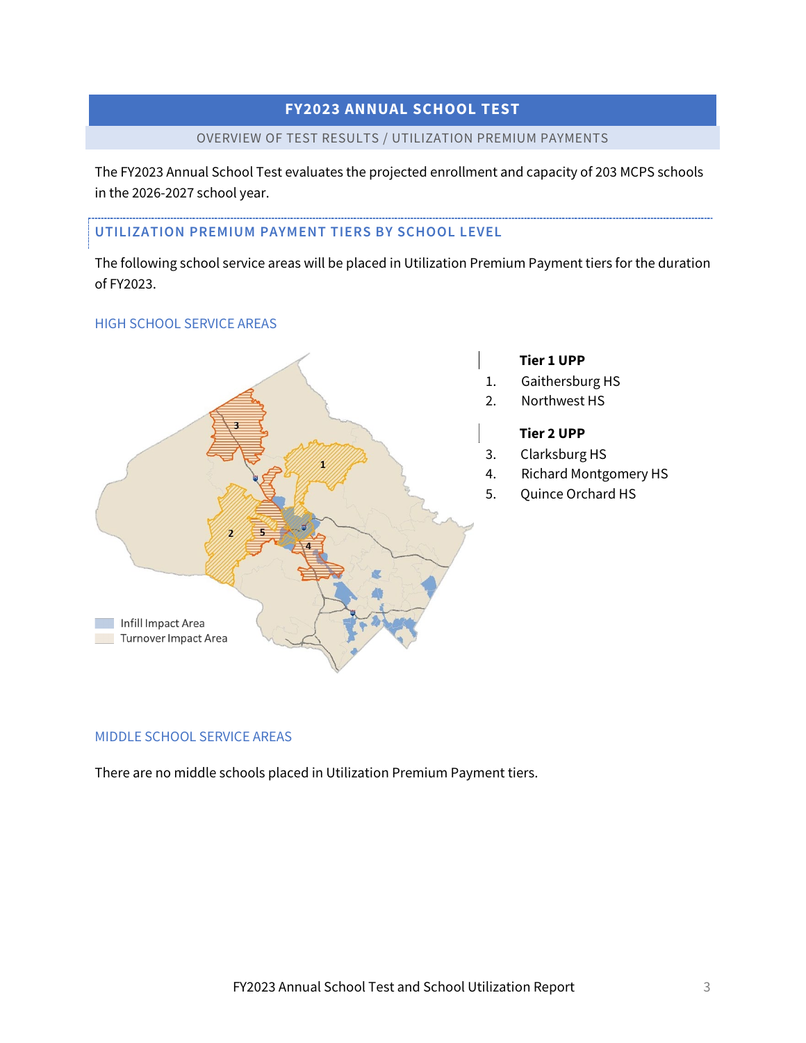# FY2023 ANNUAL SCHOOL TEST

OVERVIEW OF TEST RESULTS / UTILIZATION PREMIUM PAYMENTS

The FY2023 Annual School Test evaluates the projected enrollment and capacity of 203 MCPS schools in the 2026-2027 school year.

## UTILIZATION PREMIUM PAYMENT TIERS BY SCHOOL LEVEL

The following school service areas will be placed in Utilization Premium Payment tiers for the duration of FY2023.

### HIGH SCHOOL SERVICE AREAS

Infill Impact Area

Turnover Impact Area

**Tier 1 UPP**

1. Gaithersburg HS
2. Northwest HS

**Tier 2 UPP**

3. Clarksburg HS
4. Richard Montgomery HS
5. Quince Orchard HS

### MIDDLE SCHOOL SERVICE AREAS

There are no middle schools placed in Utilization Premium Payment tiers.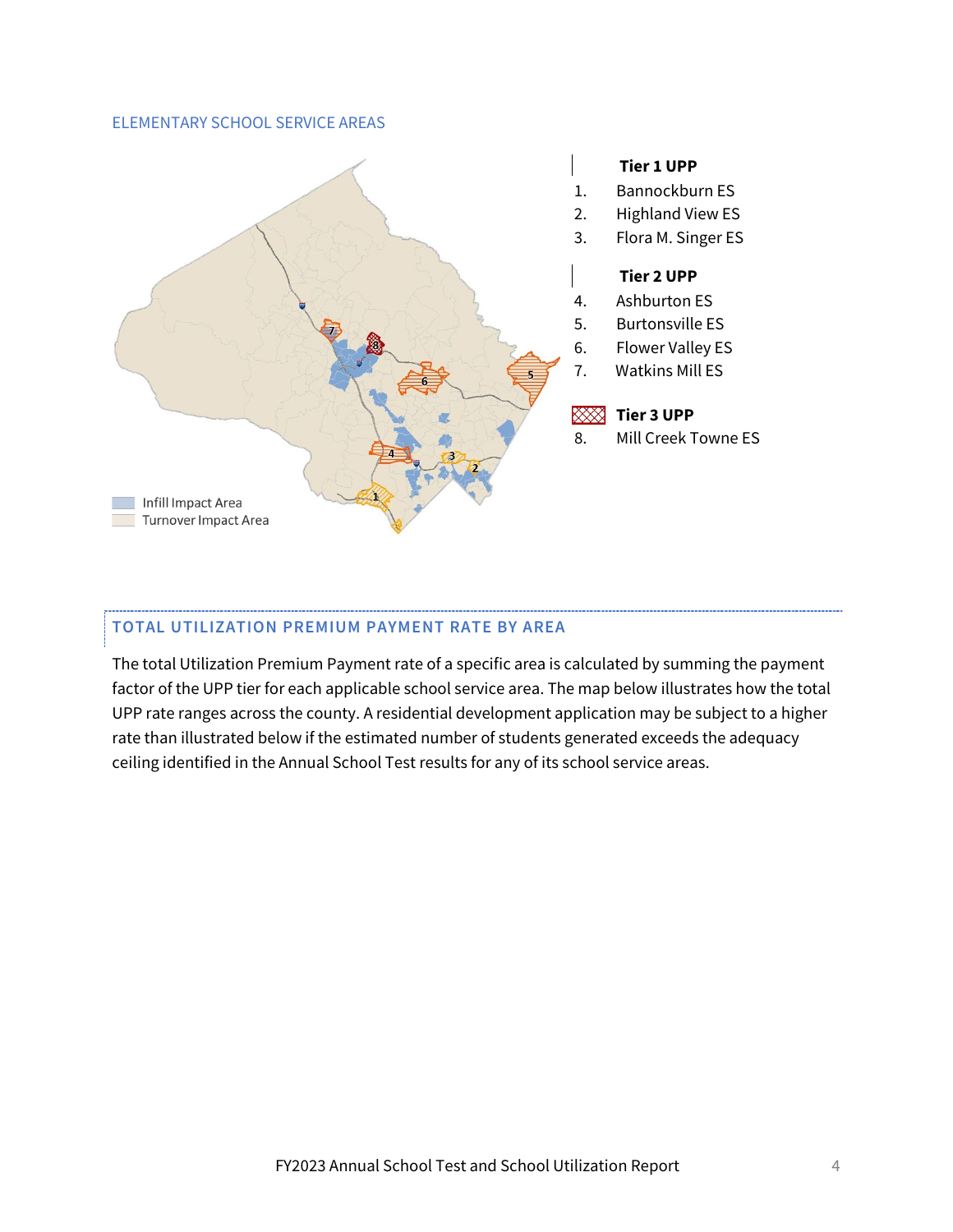## ELEMENTARY SCHOOL SERVICE AREAS

**Tier 1 UPP**

1. Bannockburn ES
2. Highland View ES
3. Flora M. Singer ES

**Tier 2 UPP**

4. Ashburton ES
5. Burtonsville ES
6. Flower Valley ES
7. Watkins Mill ES

**Tier 3 UPP**

8. Mill Creek Towne ES

Infill Impact Area
Turnover Impact Area

## TOTAL UTILIZATION PREMIUM PAYMENT RATE BY AREA

The total Utilization Premium Payment rate of a specific area is calculated by summing the payment factor of the UPP tier for each applicable school service area. The map below illustrates how the total UPP rate ranges across the county. A residential development application may be subject to a higher rate than illustrated below if the estimated number of students generated exceeds the adequacy ceiling identified in the Annual School Test results for any of its school service areas.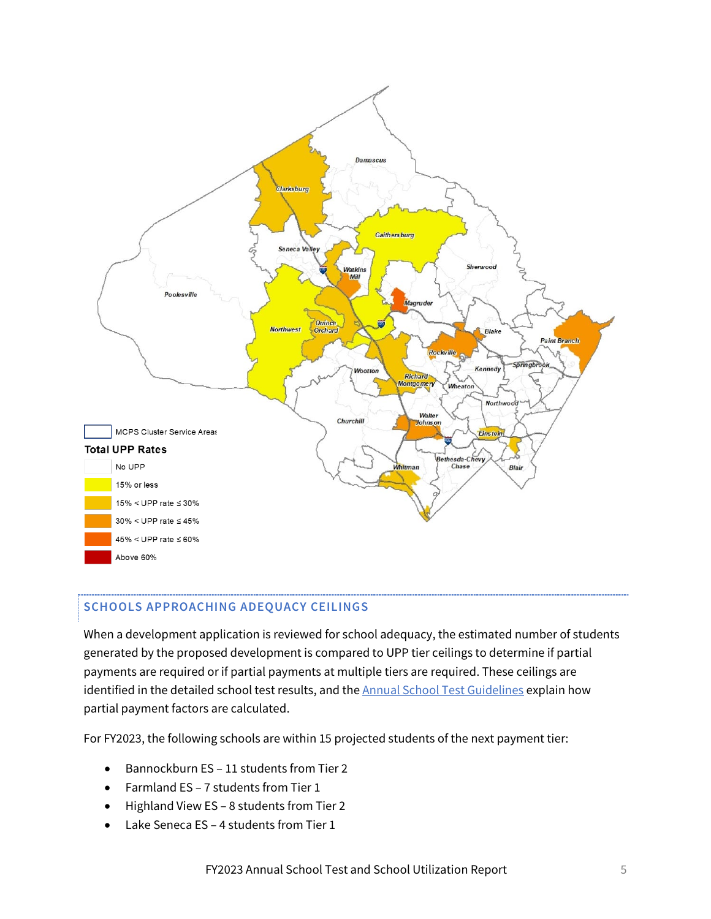## SCHOOLS APPROACHING ADEQUACY CEILINGS

When a development application is reviewed for school adequacy, the estimated number of students generated by the proposed development is compared to UPP tier ceilings to determine if partial payments are required or if partial payments at multiple tiers are required. These ceilings are identified in the detailed school test results, and the Annual School Test Guidelines explain how partial payment factors are calculated.

For FY2023, the following schools are within 15 projected students of the next payment tier:

- Bannockburn ES – 11 students from Tier 2
- Farmland ES – 7 students from Tier 1
- Highland View ES – 8 students from Tier 2
- Lake Seneca ES – 4 students from Tier 1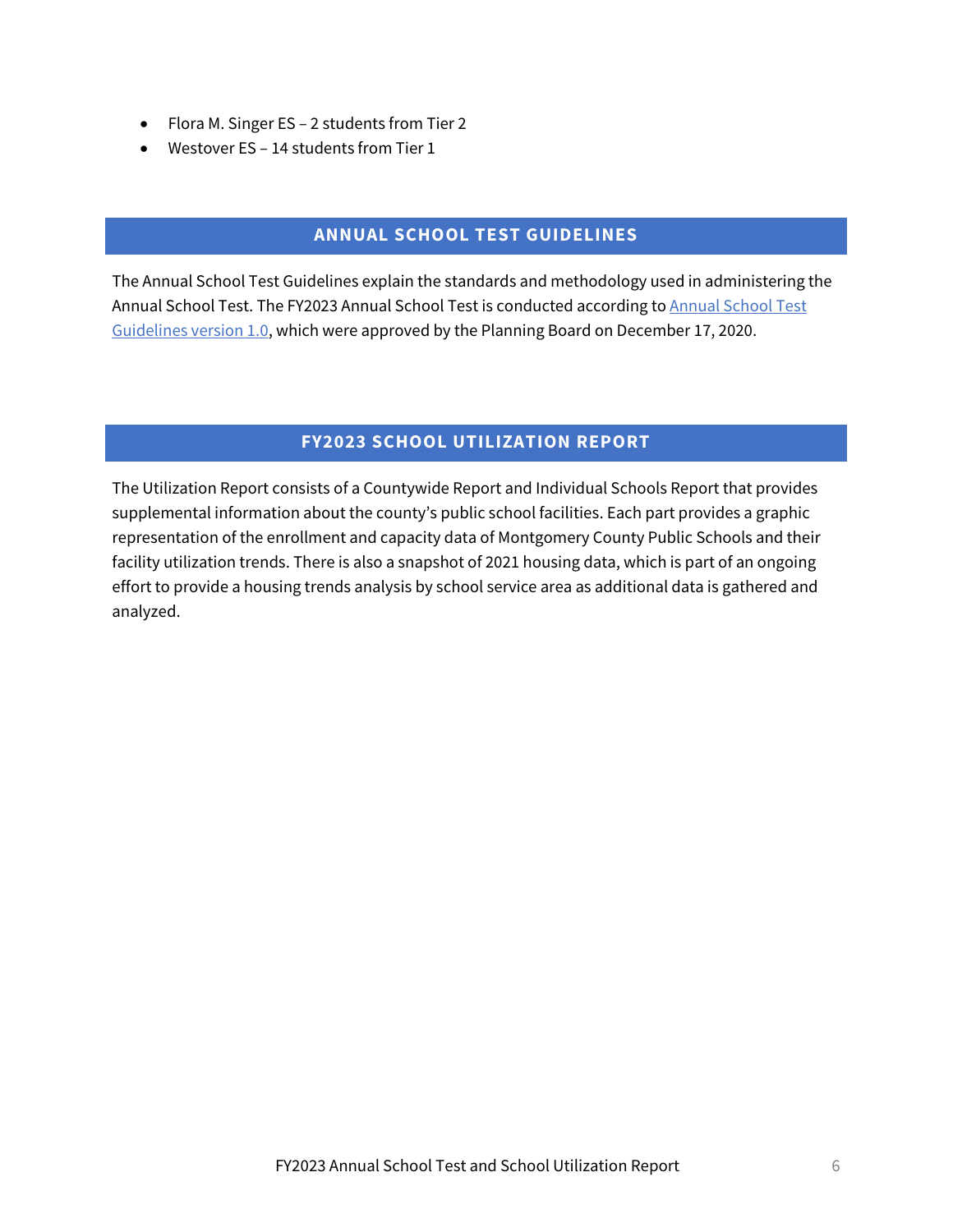- Flora M. Singer ES – 2 students from Tier 2
- Westover ES – 14 students from Tier 1

## ANNUAL SCHOOL TEST GUIDELINES

The Annual School Test Guidelines explain the standards and methodology used in administering the Annual School Test. The FY2023 Annual School Test is conducted according to Annual School Test Guidelines version 1.0, which were approved by the Planning Board on December 17, 2020.

## FY2023 SCHOOL UTILIZATION REPORT

The Utilization Report consists of a Countywide Report and Individual Schools Report that provides supplemental information about the county's public school facilities. Each part provides a graphic representation of the enrollment and capacity data of Montgomery County Public Schools and their facility utilization trends. There is also a snapshot of 2021 housing data, which is part of an ongoing effort to provide a housing trends analysis by school service area as additional data is gathered and analyzed.